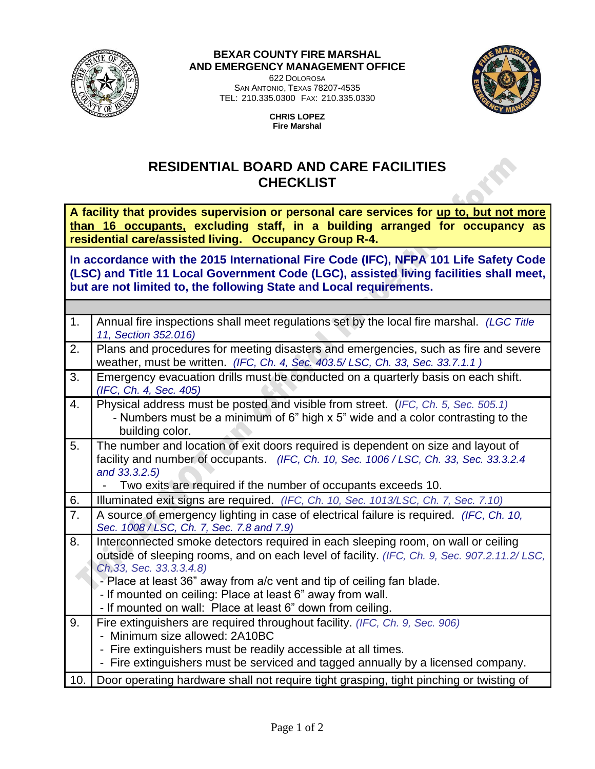**BEXAR COUNTY FIRE MARSHAL**
**AND EMERGENCY MANAGEMENT OFFICE**
622 Dolorosa
San Antonio, Texas 78207-4535
TEL: 210.335.0300 Fax: 210.335.0330

**CHRIS LOPEZ**
**Fire Marshal**

# RESIDENTIAL BOARD AND CARE FACILITIES CHECKLIST

**A facility that provides supervision or personal care services for up to, but not more than 16 occupants, excluding staff, in a building arranged for occupancy as residential care/assisted living. Occupancy Group R-4.**

**In accordance with the 2015 International Fire Code (IFC), NFPA 101 Life Safety Code (LSC) and Title 11 Local Government Code (LGC), assisted living facilities shall meet, but are not limited to, the following State and Local requirements.**

| | |
|---|---|
| 1. | Annual fire inspections shall meet regulations set by the local fire marshal. *(LGC Title 11, Section 352.016)* |
| 2. | Plans and procedures for meeting disasters and emergencies, such as fire and severe weather, must be written. *(IFC, Ch. 4, Sec. 403.5/ LSC, Ch. 33, Sec. 33.7.1.1 )* |
| 3. | Emergency evacuation drills must be conducted on a quarterly basis on each shift. *(IFC, Ch. 4, Sec. 405)* |
| 4. | Physical address must be posted and visible from street. (*IFC, Ch. 5, Sec. 505.1)*<br>- Numbers must be a minimum of 6" high x 5" wide and a color contrasting to the building color. |
| 5. | The number and location of exit doors required is dependent on size and layout of facility and number of occupants. *(IFC, Ch. 10, Sec. 1006 / LSC, Ch. 33, Sec. 33.3.2.4 and 33.3.2.5)*<br>- Two exits are required if the number of occupants exceeds 10. |
| 6. | Illuminated exit signs are required. *(IFC, Ch. 10, Sec. 1013/LSC, Ch. 7, Sec. 7.10)* |
| 7. | A source of emergency lighting in case of electrical failure is required. *(IFC, Ch. 10, Sec. 1008 / LSC, Ch. 7, Sec. 7.8 and 7.9)* |
| 8. | Interconnected smoke detectors required in each sleeping room, on wall or ceiling outside of sleeping rooms, and on each level of facility. *(IFC, Ch. 9, Sec. 907.2.11.2/ LSC, Ch.33, Sec. 33.3.3.4.8)*<br>- Place at least 36" away from a/c vent and tip of ceiling fan blade.<br>- If mounted on ceiling: Place at least 6" away from wall.<br>- If mounted on wall: Place at least 6" down from ceiling. |
| 9. | Fire extinguishers are required throughout facility. *(IFC, Ch. 9, Sec. 906)*<br>- Minimum size allowed: 2A10BC<br>- Fire extinguishers must be readily accessible at all times.<br>- Fire extinguishers must be serviced and tagged annually by a licensed company. |
| 10. | Door operating hardware shall not require tight grasping, tight pinching or twisting of |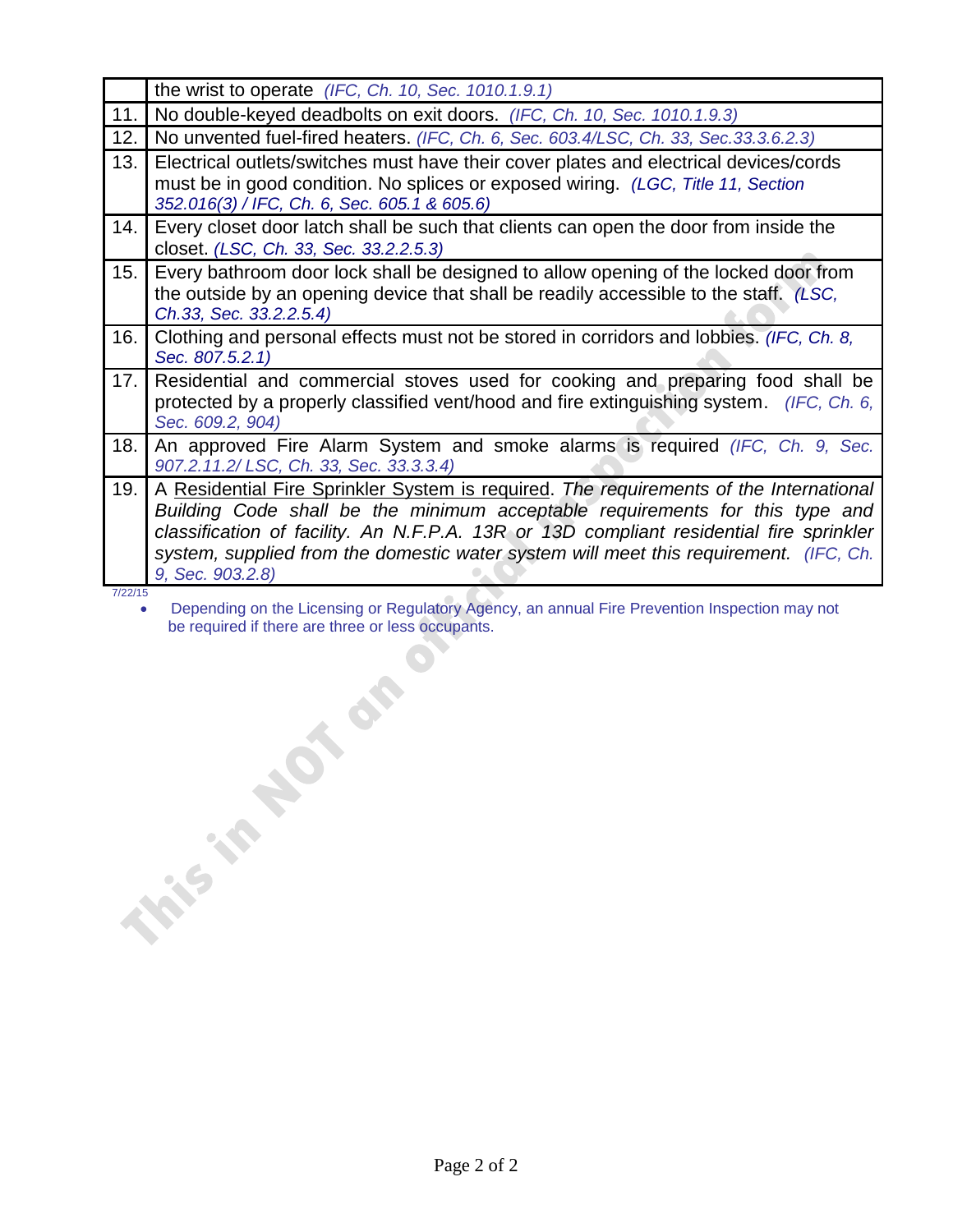| | |
|---|---|
| | the wrist to operate *(IFC, Ch. 10, Sec. 1010.1.9.1)* |
| 11. | No double-keyed deadbolts on exit doors. *(IFC, Ch. 10, Sec. 1010.1.9.3)* |
| 12. | No unvented fuel-fired heaters. *(IFC, Ch. 6, Sec. 603.4/LSC, Ch. 33, Sec.33.3.6.2.3)* |
| 13. | Electrical outlets/switches must have their cover plates and electrical devices/cords must be in good condition. No splices or exposed wiring. *(LGC, Title 11, Section 352.016(3) / IFC, Ch. 6, Sec. 605.1 & 605.6)* |
| 14. | Every closet door latch shall be such that clients can open the door from inside the closet. *(LSC, Ch. 33, Sec. 33.2.2.5.3)* |
| 15. | Every bathroom door lock shall be designed to allow opening of the locked door from the outside by an opening device that shall be readily accessible to the staff. *(LSC, Ch.33, Sec. 33.2.2.5.4)* |
| 16. | Clothing and personal effects must not be stored in corridors and lobbies. *(IFC, Ch. 8, Sec. 807.5.2.1)* |
| 17. | Residential and commercial stoves used for cooking and preparing food shall be protected by a properly classified vent/hood and fire extinguishing system. *(IFC, Ch. 6, Sec. 609.2, 904)* |
| 18. | An approved Fire Alarm System and smoke alarms is required *(IFC, Ch. 9, Sec. 907.2.11.2/ LSC, Ch. 33, Sec. 33.3.3.4)* |
| 19. | A Residential Fire Sprinkler System is required. *The requirements of the International Building Code shall be the minimum acceptable requirements for this type and classification of facility. An N.F.P.A. 13R or 13D compliant residential fire sprinkler system, supplied from the domestic water system will meet this requirement. (IFC, Ch. 9, Sec. 903.2.8)* |

7/22/15

- Depending on the Licensing or Regulatory Agency, an annual Fire Prevention Inspection may not be required if there are three or less occupants.

This in NOT an official inspection form